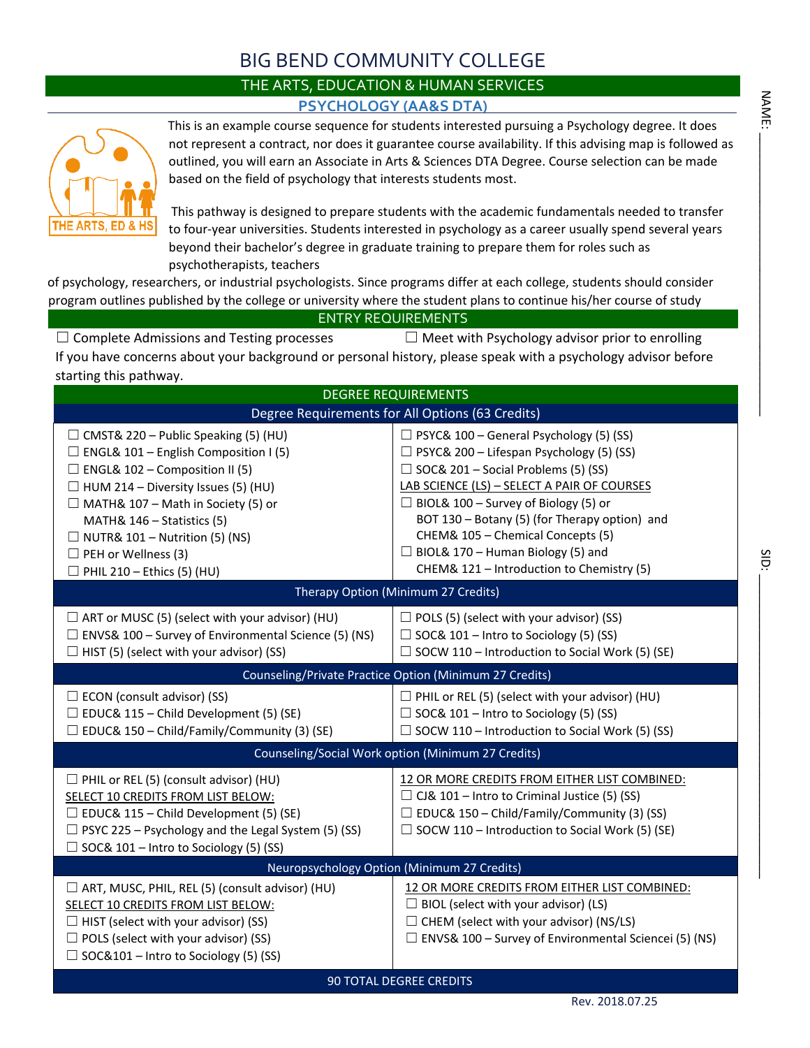# BIG BEND COMMUNITY COLLEGE

## THE ARTS, EDUCATION & HUMAN SERVICES

### PSYCHOLOGY (AA&S DTA)

NAME: ____________________

This is an example course sequence for students interested pursuing a Psychology degree. It does not represent a contract, nor does it guarantee course availability. If this advising map is followed as outlined, you will earn an Associate in Arts & Sciences DTA Degree. Course selection can be made based on the field of psychology that interests students most.

This pathway is designed to prepare students with the academic fundamentals needed to transfer to four-year universities. Students interested in psychology as a career usually spend several years beyond their bachelor's degree in graduate training to prepare them for roles such as psychotherapists, teachers of psychology, researchers, or industrial psychologists. Since programs differ at each college, students should consider program outlines published by the college or university where the student plans to continue his/her course of study

## ENTRY REQUIREMENTS

☐ Complete Admissions and Testing processes

☐ Meet with Psychology advisor prior to enrolling

If you have concerns about your background or personal history, please speak with a psychology advisor before starting this pathway.

SID: ____________________

## DEGREE REQUIREMENTS

### Degree Requirements for All Options (63 Credits)

- ☐ CMST& 220 – Public Speaking (5) (HU)
- ☐ ENGL& 101 – English Composition I (5)
- ☐ ENGL& 102 – Composition II (5)
- ☐ HUM 214 – Diversity Issues (5) (HU)
- ☐ MATH& 107 – Math in Society (5) or MATH& 146 – Statistics (5)
- ☐ NUTR& 101 – Nutrition (5) (NS)
- ☐ PEH or Wellness (3)
- ☐ PHIL 210 – Ethics (5) (HU)
- ☐ PSYC& 100 – General Psychology (5) (SS)
- ☐ PSYC& 200 – Lifespan Psychology (5) (SS)
- ☐ SOC& 201 – Social Problems (5) (SS)

LAB SCIENCE (LS) – SELECT A PAIR OF COURSES

- ☐ BIOL& 100 – Survey of Biology (5) or BOT 130 – Botany (5) (for Therapy option) and CHEM& 105 – Chemical Concepts (5)
- ☐ BIOL& 170 – Human Biology (5) and CHEM& 121 – Introduction to Chemistry (5)

### Therapy Option (Minimum 27 Credits)

- ☐ ART or MUSC (5) (select with your advisor) (HU)
- ☐ ENVS& 100 – Survey of Environmental Science (5) (NS)
- ☐ HIST (5) (select with your advisor) (SS)
- ☐ POLS (5) (select with your advisor) (SS)
- ☐ SOC& 101 – Intro to Sociology (5) (SS)
- ☐ SOCW 110 – Introduction to Social Work (5) (SE)

### Counseling/Private Practice Option (Minimum 27 Credits)

- ☐ ECON (consult advisor) (SS)
- ☐ EDUC& 115 – Child Development (5) (SE)
- ☐ EDUC& 150 – Child/Family/Community (3) (SE)
- ☐ PHIL or REL (5) (select with your advisor) (HU)
- ☐ SOC& 101 – Intro to Sociology (5) (SS)
- ☐ SOCW 110 – Introduction to Social Work (5) (SS)

### Counseling/Social Work option (Minimum 27 Credits)

- ☐ PHIL or REL (5) (consult advisor) (HU)

SELECT 10 CREDITS FROM LIST BELOW:

- ☐ EDUC& 115 – Child Development (5) (SE)
- ☐ PSYC 225 – Psychology and the Legal System (5) (SS)
- ☐ SOC& 101 – Intro to Sociology (5) (SS)

12 OR MORE CREDITS FROM EITHER LIST COMBINED:

- ☐ CJ& 101 – Intro to Criminal Justice (5) (SS)
- ☐ EDUC& 150 – Child/Family/Community (3) (SS)
- ☐ SOCW 110 – Introduction to Social Work (5) (SE)

### Neuropsychology Option (Minimum 27 Credits)

- ☐ ART, MUSC, PHIL, REL (5) (consult advisor) (HU)

SELECT 10 CREDITS FROM LIST BELOW:

- ☐ HIST (select with your advisor) (SS)
- ☐ POLS (select with your advisor) (SS)
- ☐ SOC&101 – Intro to Sociology (5) (SS)

12 OR MORE CREDITS FROM EITHER LIST COMBINED:

- ☐ BIOL (select with your advisor) (LS)
- ☐ CHEM (select with your advisor) (NS/LS)
- ☐ ENVS& 100 – Survey of Environmental Sciencei (5) (NS)

### 90 TOTAL DEGREE CREDITS

Rev. 2018.07.25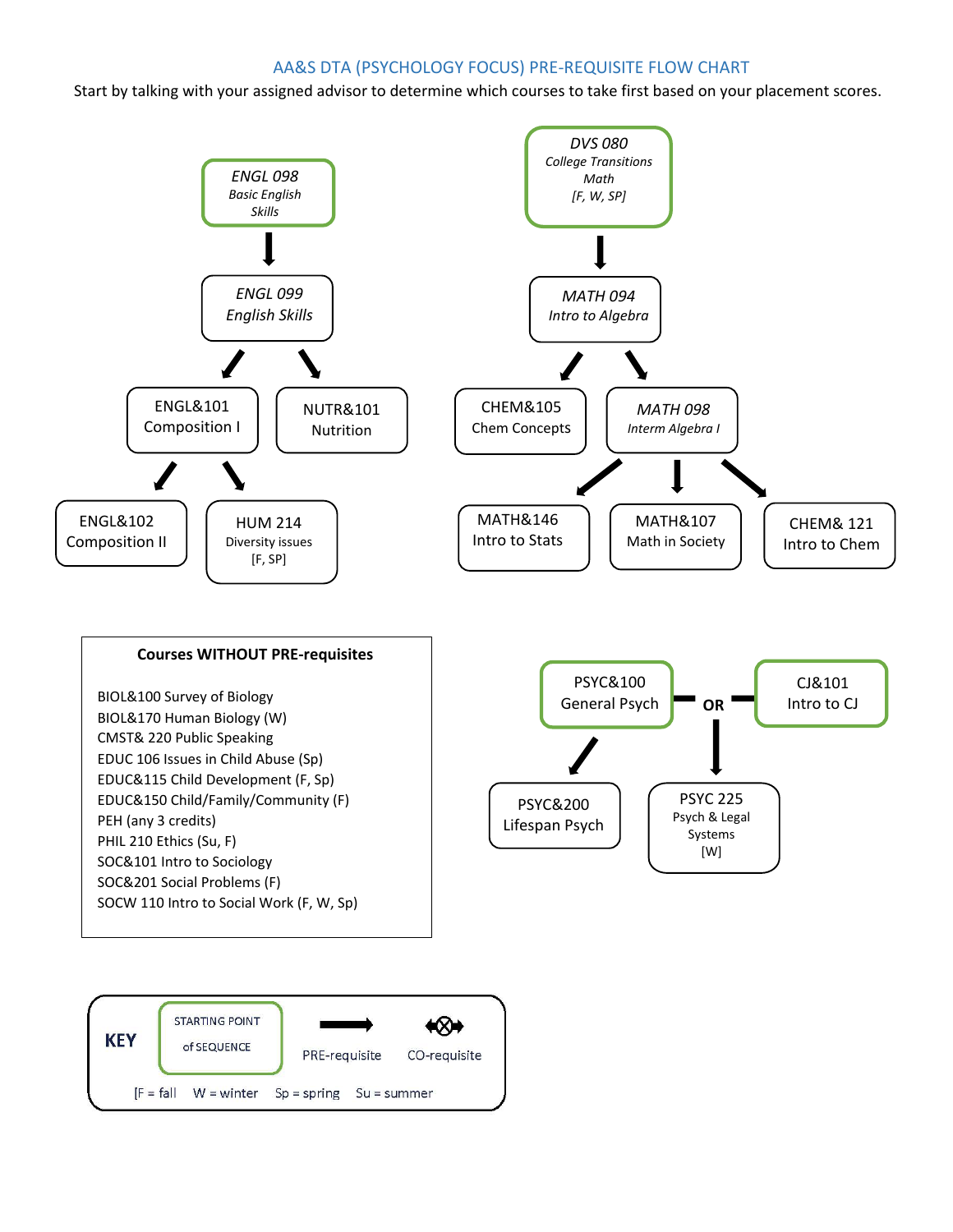# AA&S DTA (PSYCHOLOGY FOCUS) PRE-REQUISITE FLOW CHART

Start by talking with your assigned advisor to determine which courses to take first based on your placement scores.

*ENGL 098*
*Basic English Skills*

↓

*ENGL 099*
*English Skills*

↙ ↘

ENGL&101 Composition I — NUTR&101 Nutrition

ENGL&101 Composition I ↙ ↘

ENGL&102 Composition II — HUM 214 Diversity issues [F, SP]

*DVS 080*
*College Transitions Math*
*[F, W, SP]*

↓

*MATH 094*
*Intro to Algebra*

↙ ↘

CHEM&105 Chem Concepts — *MATH 098 Interm Algebra I*

*MATH 098 Interm Algebra I* ↙ ↓ ↘

MATH&146 Intro to Stats — MATH&107 Math in Society — CHEM& 121 Intro to Chem

**Courses WITHOUT PRE-requisites**

BIOL&100 Survey of Biology
BIOL&170 Human Biology (W)
CMST& 220 Public Speaking
EDUC 106 Issues in Child Abuse (Sp)
EDUC&115 Child Development (F, Sp)
EDUC&150 Child/Family/Community (F)
PEH (any 3 credits)
PHIL 210 Ethics (Su, F)
SOC&101 Intro to Sociology
SOC&201 Social Problems (F)
SOCW 110 Intro to Social Work (F, W, Sp)

PSYC&100 General Psych **OR** CJ&101 Intro to CJ

PSYC&100 General Psych ↙ → PSYC&200 Lifespan Psych

PSYC&100 General Psych **OR** CJ&101 Intro to CJ ↓ → PSYC 225 Psych & Legal Systems [W]

**KEY**

STARTING POINT of SEQUENCE (green box)

→ PRE-requisite

⟷⊗ CO-requisite

[F = fall W = winter Sp = spring Su = summer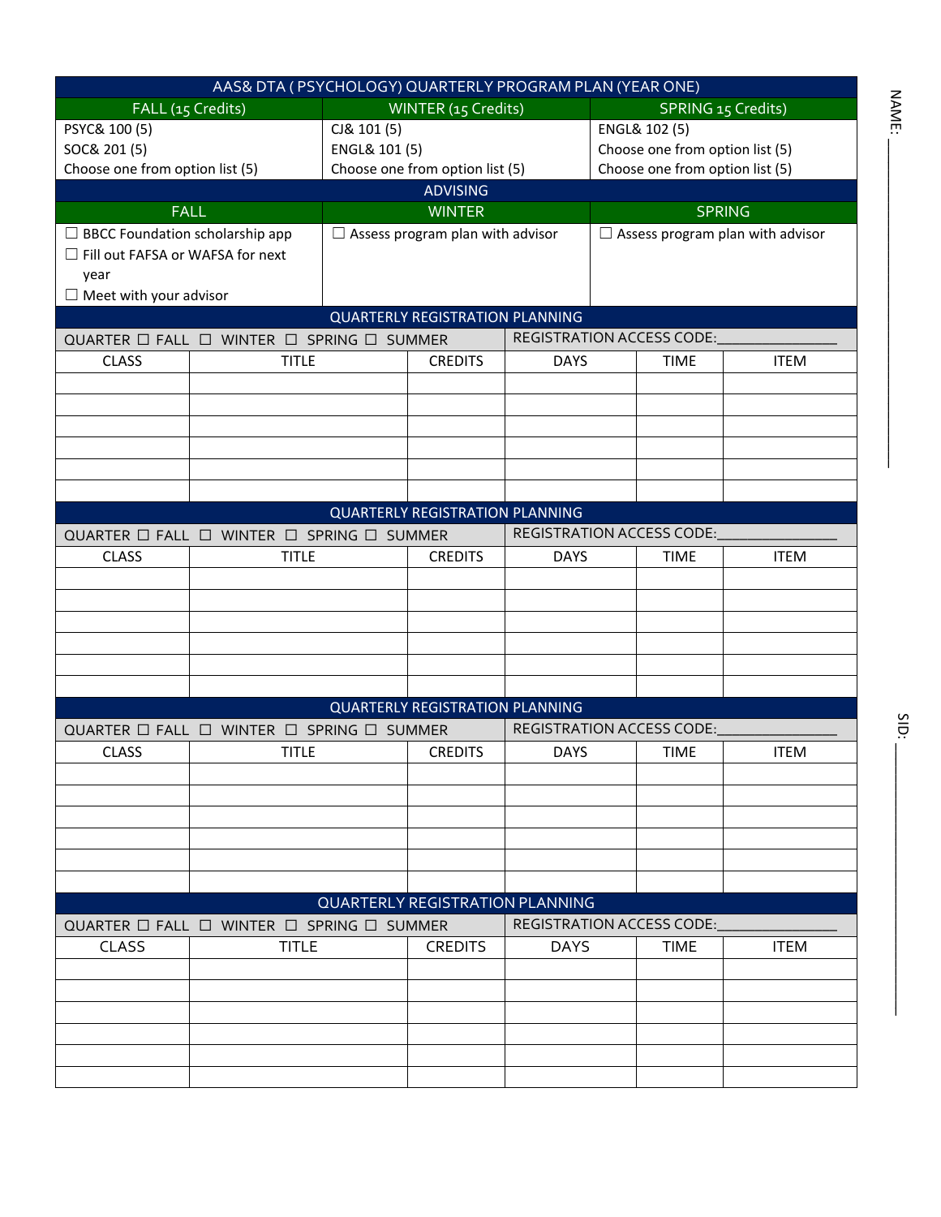# AAS& DTA ( PSYCHOLOGY) QUARTERLY PROGRAM PLAN (YEAR ONE)

| FALL (15 Credits) | WINTER (15 Credits) | SPRING 15 Credits) |
|---|---|---|
| PSYC& 100 (5)<br>SOC& 201 (5)<br>Choose one from option list (5) | CJ& 101 (5)<br>ENGL& 101 (5)<br>Choose one from option list (5) | ENGL& 102 (5)<br>Choose one from option list (5)<br>Choose one from option list (5) |

## ADVISING

| FALL | WINTER | SPRING |
|---|---|---|
| ☐ BBCC Foundation scholarship app<br>☐ Fill out FAFSA or WAFSA for next year<br>☐ Meet with your advisor | ☐ Assess program plan with advisor | ☐ Assess program plan with advisor |

## QUARTERLY REGISTRATION PLANNING

QUARTER ☐ FALL ☐ WINTER ☐ SPRING ☐ SUMMER — REGISTRATION ACCESS CODE:_______________

| CLASS | TITLE | CREDITS | DAYS | TIME | ITEM |
|---|---|---|---|---|---|
| | | | | | |
| | | | | | |
| | | | | | |
| | | | | | |
| | | | | | |
| | | | | | |

## QUARTERLY REGISTRATION PLANNING

QUARTER ☐ FALL ☐ WINTER ☐ SPRING ☐ SUMMER — REGISTRATION ACCESS CODE:_______________

| CLASS | TITLE | CREDITS | DAYS | TIME | ITEM |
|---|---|---|---|---|---|
| | | | | | |
| | | | | | |
| | | | | | |
| | | | | | |
| | | | | | |
| | | | | | |

## QUARTERLY REGISTRATION PLANNING

QUARTER ☐ FALL ☐ WINTER ☐ SPRING ☐ SUMMER — REGISTRATION ACCESS CODE:_______________

| CLASS | TITLE | CREDITS | DAYS | TIME | ITEM |
|---|---|---|---|---|---|
| | | | | | |
| | | | | | |
| | | | | | |
| | | | | | |
| | | | | | |
| | | | | | |

## QUARTERLY REGISTRATION PLANNING

QUARTER ☐ FALL ☐ WINTER ☐ SPRING ☐ SUMMER — REGISTRATION ACCESS CODE:_______________

| CLASS | TITLE | CREDITS | DAYS | TIME | ITEM |
|---|---|---|---|---|---|
| | | | | | |
| | | | | | |
| | | | | | |
| | | | | | |
| | | | | | |
| | | | | | |

NAME: _______________

SID: _______________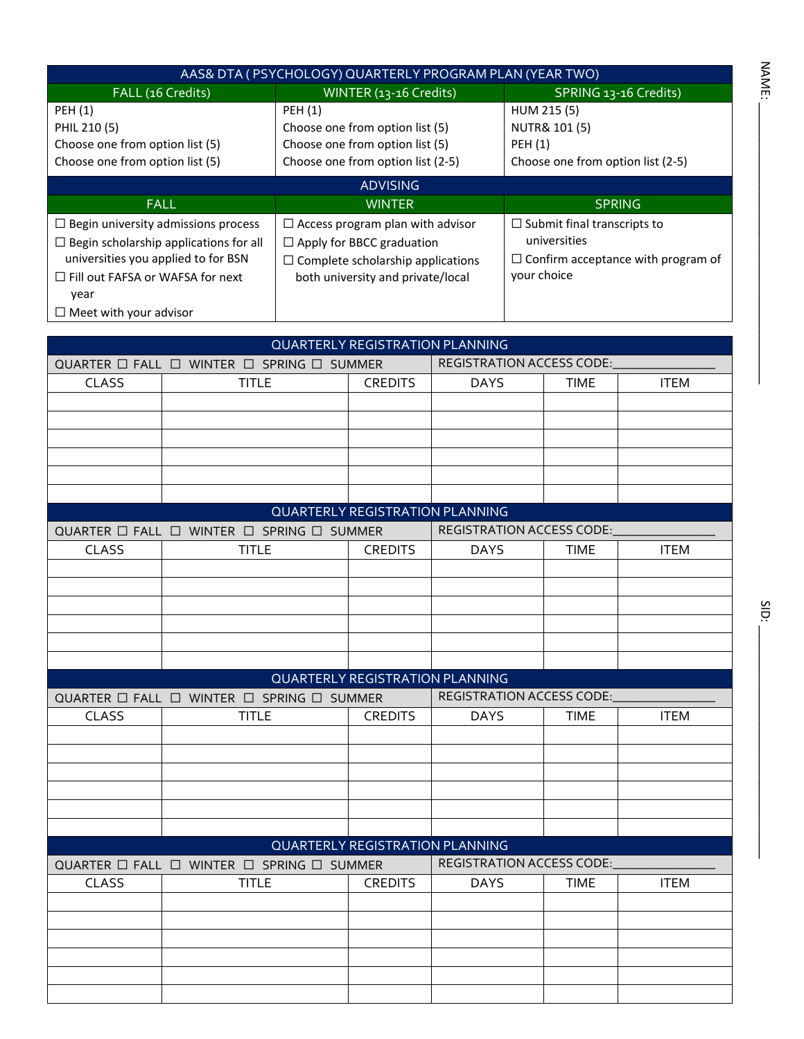| AAS& DTA ( PSYCHOLOGY) QUARTERLY PROGRAM PLAN (YEAR TWO) | | |
|---|---|---|
| FALL (16 Credits) | WINTER (13-16 Credits) | SPRING 13-16 Credits) |
| PEH (1)<br>PHIL 210 (5)<br>Choose one from option list (5)<br>Choose one from option list (5) | PEH (1)<br>Choose one from option list (5)<br>Choose one from option list (5)<br>Choose one from option list (2-5) | HUM 215 (5)<br>NUTR& 101 (5)<br>PEH (1)<br>Choose one from option list (2-5) |

| ADVISING | | |
|---|---|---|
| FALL | WINTER | SPRING |
| ☐ Begin university admissions process<br>☐ Begin scholarship applications for all universities you applied to for BSN<br>☐ Fill out FAFSA or WAFSA for next year<br>☐ Meet with your advisor | ☐ Access program plan with advisor<br>☐ Apply for BBCC graduation<br>☐ Complete scholarship applications both university and private/local | ☐ Submit final transcripts to universities<br>☐ Confirm acceptance with program of your choice |

| QUARTERLY REGISTRATION PLANNING | | | | | |
|---|---|---|---|---|---|
| QUARTER ☐ FALL ☐ WINTER ☐ SPRING ☐ SUMMER | | | REGISTRATION ACCESS CODE:_______________ | | |
| CLASS | TITLE | CREDITS | DAYS | TIME | ITEM |
| | | | | | |
| | | | | | |
| | | | | | |
| | | | | | |
| | | | | | |
| | | | | | |

| QUARTERLY REGISTRATION PLANNING | | | | | |
|---|---|---|---|---|---|
| QUARTER ☐ FALL ☐ WINTER ☐ SPRING ☐ SUMMER | | | REGISTRATION ACCESS CODE:_______________ | | |
| CLASS | TITLE | CREDITS | DAYS | TIME | ITEM |
| | | | | | |
| | | | | | |
| | | | | | |
| | | | | | |
| | | | | | |
| | | | | | |

| QUARTERLY REGISTRATION PLANNING | | | | | |
|---|---|---|---|---|---|
| QUARTER ☐ FALL ☐ WINTER ☐ SPRING ☐ SUMMER | | | REGISTRATION ACCESS CODE:_______________ | | |
| CLASS | TITLE | CREDITS | DAYS | TIME | ITEM |
| | | | | | |
| | | | | | |
| | | | | | |
| | | | | | |
| | | | | | |
| | | | | | |

| QUARTERLY REGISTRATION PLANNING | | | | | |
|---|---|---|---|---|---|
| QUARTER ☐ FALL ☐ WINTER ☐ SPRING ☐ SUMMER | | | REGISTRATION ACCESS CODE:_______________ | | |
| CLASS | TITLE | CREDITS | DAYS | TIME | ITEM |
| | | | | | |
| | | | | | |
| | | | | | |
| | | | | | |
| | | | | | |
| | | | | | |

NAME: _______________

SID: _______________